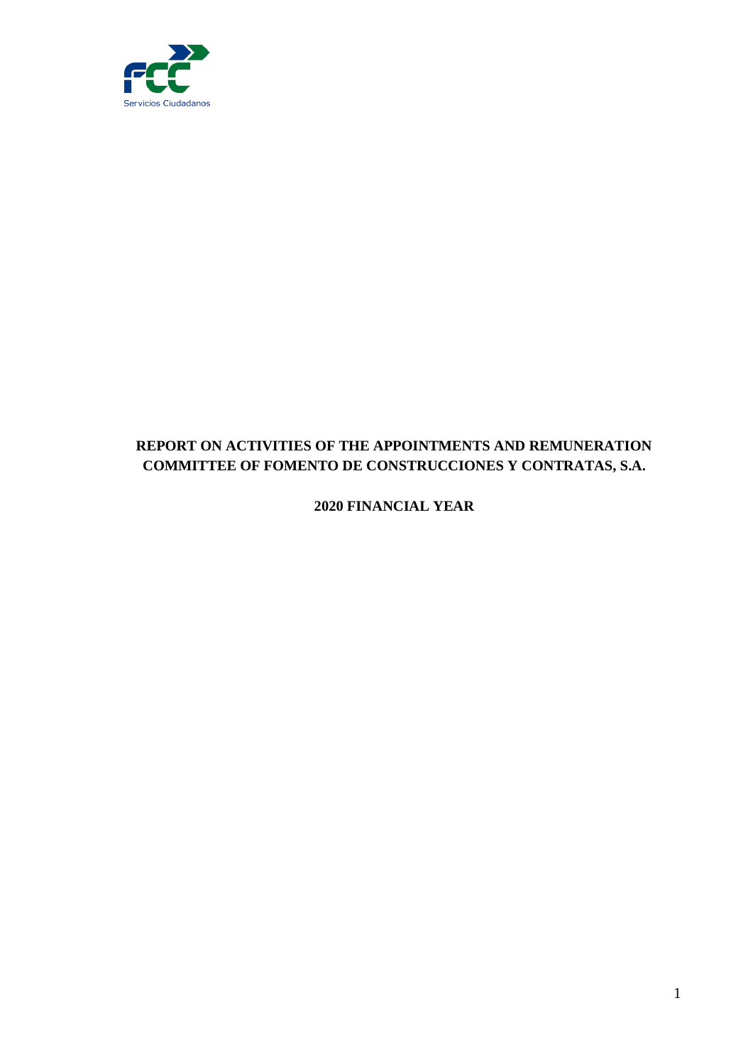Servicios Ciudadanos

# REPORT ON ACTIVITIES OF THE APPOINTMENTS AND REMUNERATION COMMITTEE OF FOMENTO DE CONSTRUCCIONES Y CONTRATAS, S.A.

## 2020 FINANCIAL YEAR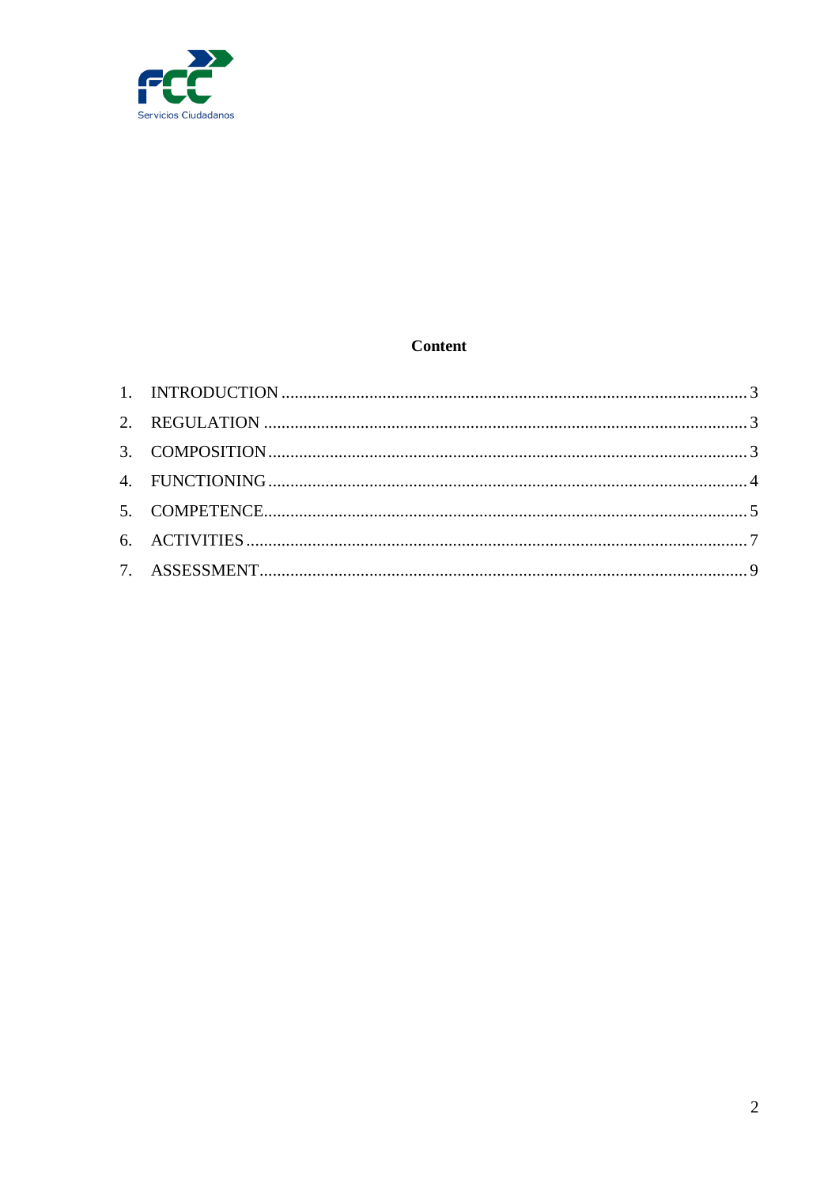## Content

1. INTRODUCTION ........................................................................................................ 3
2. REGULATION ........................................................................................................... 3
3. COMPOSITION ......................................................................................................... 3
4. FUNCTIONING .......................................................................................................... 4
5. COMPETENCE........................................................................................................... 5
6. ACTIVITIES ............................................................................................................... 7
7. ASSESSMENT............................................................................................................ 9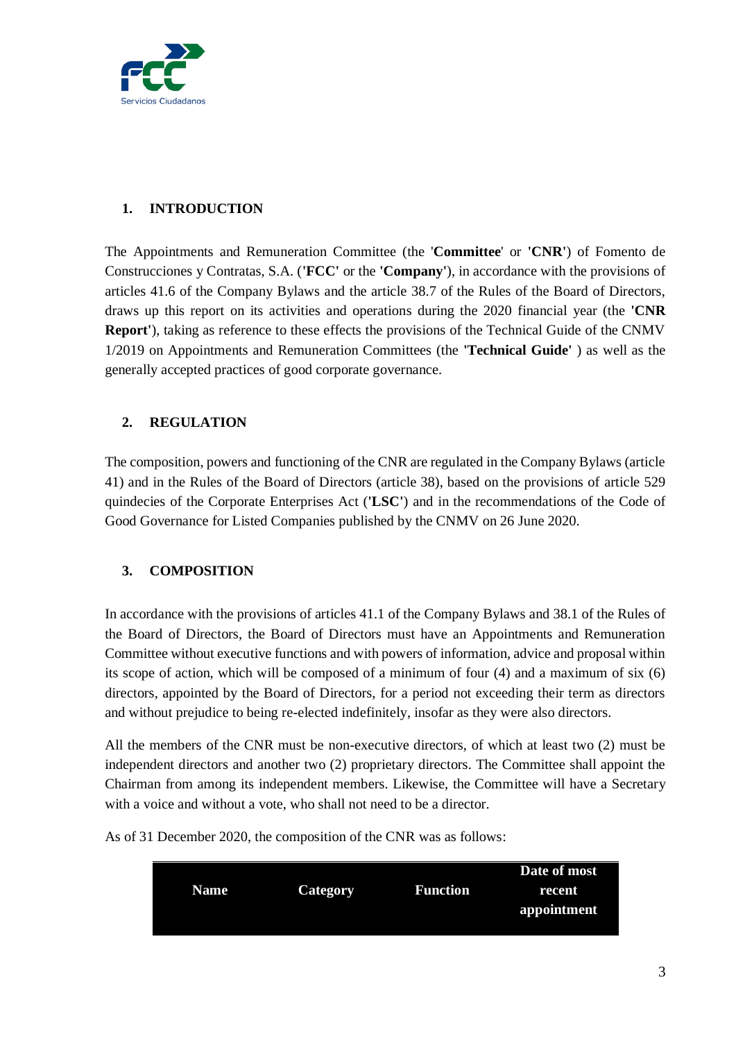## 1. INTRODUCTION

The Appointments and Remuneration Committee (the '**Committee**' or **'CNR'**) of Fomento de Construcciones y Contratas, S.A. (**'FCC'** or the **'Company'**), in accordance with the provisions of articles 41.6 of the Company Bylaws and the article 38.7 of the Rules of the Board of Directors, draws up this report on its activities and operations during the 2020 financial year (the **'CNR Report'**), taking as reference to these effects the provisions of the Technical Guide of the CNMV 1/2019 on Appointments and Remuneration Committees (the **'Technical Guide'** ) as well as the generally accepted practices of good corporate governance.

## 2. REGULATION

The composition, powers and functioning of the CNR are regulated in the Company Bylaws (article 41) and in the Rules of the Board of Directors (article 38), based on the provisions of article 529 quindecies of the Corporate Enterprises Act (**'LSC'**) and in the recommendations of the Code of Good Governance for Listed Companies published by the CNMV on 26 June 2020.

## 3. COMPOSITION

In accordance with the provisions of articles 41.1 of the Company Bylaws and 38.1 of the Rules of the Board of Directors, the Board of Directors must have an Appointments and Remuneration Committee without executive functions and with powers of information, advice and proposal within its scope of action, which will be composed of a minimum of four (4) and a maximum of six (6) directors, appointed by the Board of Directors, for a period not exceeding their term as directors and without prejudice to being re-elected indefinitely, insofar as they were also directors.

All the members of the CNR must be non-executive directors, of which at least two (2) must be independent directors and another two (2) proprietary directors. The Committee shall appoint the Chairman from among its independent members. Likewise, the Committee will have a Secretary with a voice and without a vote, who shall not need to be a director.

As of 31 December 2020, the composition of the CNR was as follows:

| Name | Category | Function | Date of most recent appointment |
|---|---|---|---|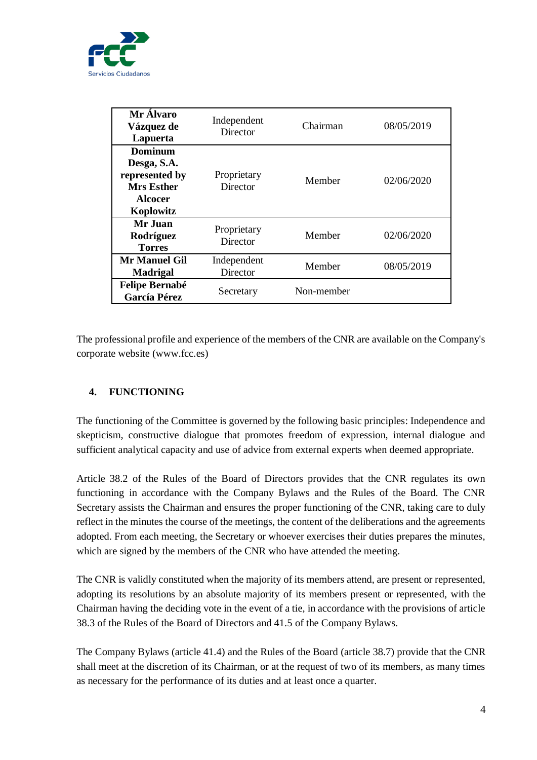| **Mr Álvaro Vázquez de Lapuerta** | Independent Director | Chairman | 08/05/2019 |
|---|---|---|---|
| **Dominum Desga, S.A. represented by Mrs Esther Alcocer Koplowitz** | Proprietary Director | Member | 02/06/2020 |
| **Mr Juan Rodríguez Torres** | Proprietary Director | Member | 02/06/2020 |
| **Mr Manuel Gil Madrigal** | Independent Director | Member | 08/05/2019 |
| **Felipe Bernabé García Pérez** | Secretary | Non-member | |

The professional profile and experience of the members of the CNR are available on the Company's corporate website (www.fcc.es)

## 4. FUNCTIONING

The functioning of the Committee is governed by the following basic principles: Independence and skepticism, constructive dialogue that promotes freedom of expression, internal dialogue and sufficient analytical capacity and use of advice from external experts when deemed appropriate.

Article 38.2 of the Rules of the Board of Directors provides that the CNR regulates its own functioning in accordance with the Company Bylaws and the Rules of the Board. The CNR Secretary assists the Chairman and ensures the proper functioning of the CNR, taking care to duly reflect in the minutes the course of the meetings, the content of the deliberations and the agreements adopted. From each meeting, the Secretary or whoever exercises their duties prepares the minutes, which are signed by the members of the CNR who have attended the meeting.

The CNR is validly constituted when the majority of its members attend, are present or represented, adopting its resolutions by an absolute majority of its members present or represented, with the Chairman having the deciding vote in the event of a tie, in accordance with the provisions of article 38.3 of the Rules of the Board of Directors and 41.5 of the Company Bylaws.

The Company Bylaws (article 41.4) and the Rules of the Board (article 38.7) provide that the CNR shall meet at the discretion of its Chairman, or at the request of two of its members, as many times as necessary for the performance of its duties and at least once a quarter.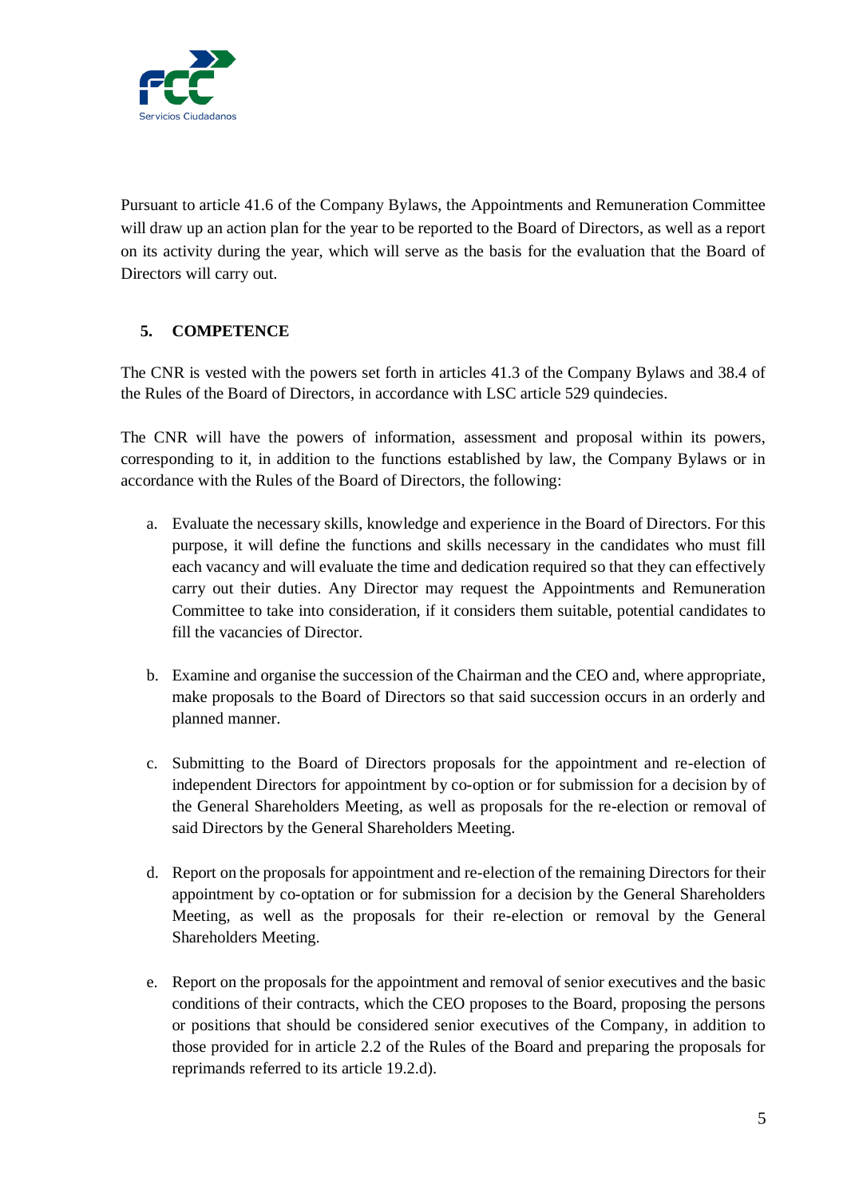Pursuant to article 41.6 of the Company Bylaws, the Appointments and Remuneration Committee will draw up an action plan for the year to be reported to the Board of Directors, as well as a report on its activity during the year, which will serve as the basis for the evaluation that the Board of Directors will carry out.

## 5. COMPETENCE

The CNR is vested with the powers set forth in articles 41.3 of the Company Bylaws and 38.4 of the Rules of the Board of Directors, in accordance with LSC article 529 quindecies.

The CNR will have the powers of information, assessment and proposal within its powers, corresponding to it, in addition to the functions established by law, the Company Bylaws or in accordance with the Rules of the Board of Directors, the following:

a. Evaluate the necessary skills, knowledge and experience in the Board of Directors. For this purpose, it will define the functions and skills necessary in the candidates who must fill each vacancy and will evaluate the time and dedication required so that they can effectively carry out their duties. Any Director may request the Appointments and Remuneration Committee to take into consideration, if it considers them suitable, potential candidates to fill the vacancies of Director.

b. Examine and organise the succession of the Chairman and the CEO and, where appropriate, make proposals to the Board of Directors so that said succession occurs in an orderly and planned manner.

c. Submitting to the Board of Directors proposals for the appointment and re-election of independent Directors for appointment by co-option or for submission for a decision by of the General Shareholders Meeting, as well as proposals for the re-election or removal of said Directors by the General Shareholders Meeting.

d. Report on the proposals for appointment and re-election of the remaining Directors for their appointment by co-optation or for submission for a decision by the General Shareholders Meeting, as well as the proposals for their re-election or removal by the General Shareholders Meeting.

e. Report on the proposals for the appointment and removal of senior executives and the basic conditions of their contracts, which the CEO proposes to the Board, proposing the persons or positions that should be considered senior executives of the Company, in addition to those provided for in article 2.2 of the Rules of the Board and preparing the proposals for reprimands referred to its article 19.2.d).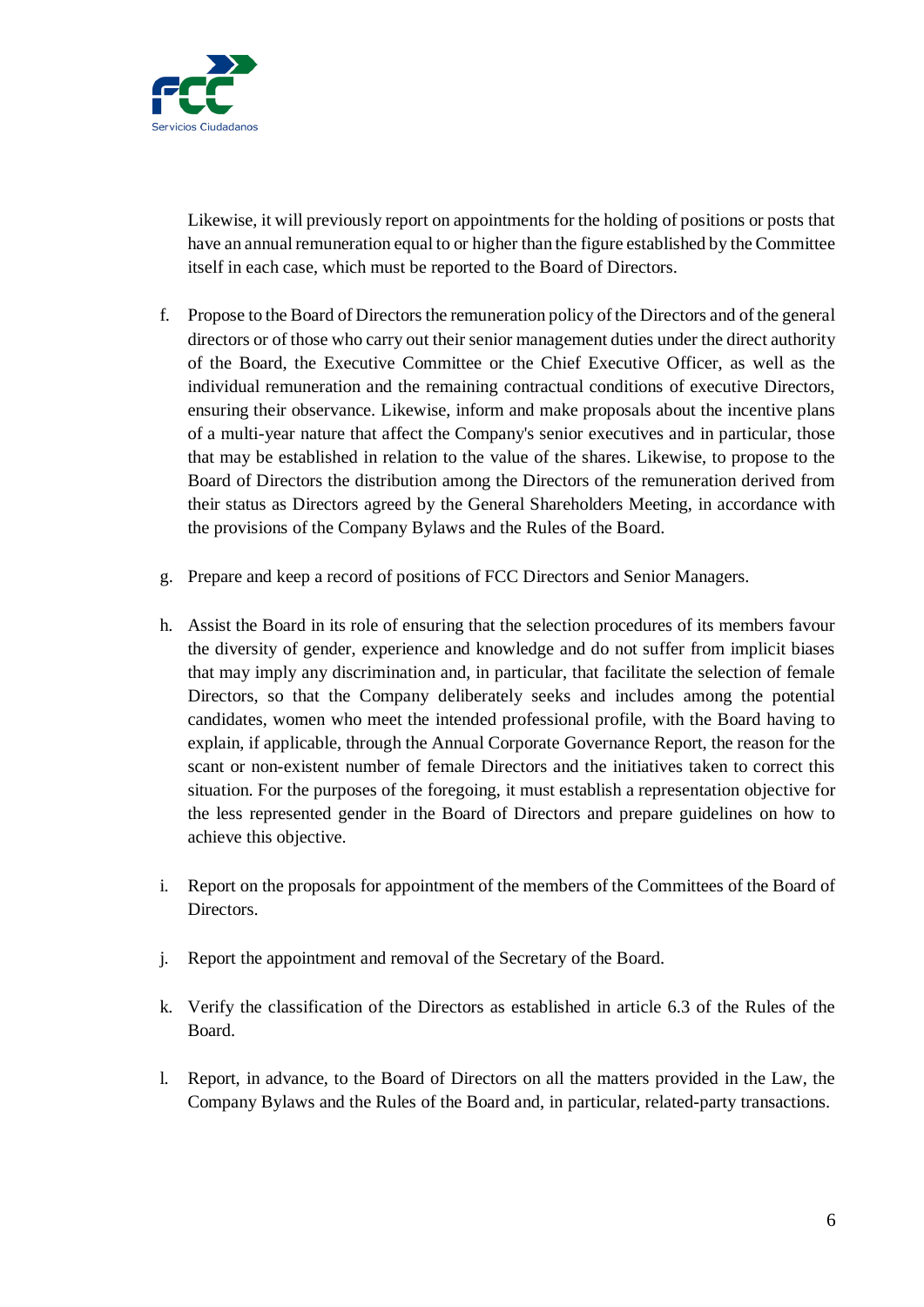Likewise, it will previously report on appointments for the holding of positions or posts that have an annual remuneration equal to or higher than the figure established by the Committee itself in each case, which must be reported to the Board of Directors.

f. Propose to the Board of Directors the remuneration policy of the Directors and of the general directors or of those who carry out their senior management duties under the direct authority of the Board, the Executive Committee or the Chief Executive Officer, as well as the individual remuneration and the remaining contractual conditions of executive Directors, ensuring their observance. Likewise, inform and make proposals about the incentive plans of a multi-year nature that affect the Company's senior executives and in particular, those that may be established in relation to the value of the shares. Likewise, to propose to the Board of Directors the distribution among the Directors of the remuneration derived from their status as Directors agreed by the General Shareholders Meeting, in accordance with the provisions of the Company Bylaws and the Rules of the Board.

g. Prepare and keep a record of positions of FCC Directors and Senior Managers.

h. Assist the Board in its role of ensuring that the selection procedures of its members favour the diversity of gender, experience and knowledge and do not suffer from implicit biases that may imply any discrimination and, in particular, that facilitate the selection of female Directors, so that the Company deliberately seeks and includes among the potential candidates, women who meet the intended professional profile, with the Board having to explain, if applicable, through the Annual Corporate Governance Report, the reason for the scant or non-existent number of female Directors and the initiatives taken to correct this situation. For the purposes of the foregoing, it must establish a representation objective for the less represented gender in the Board of Directors and prepare guidelines on how to achieve this objective.

i. Report on the proposals for appointment of the members of the Committees of the Board of Directors.

j. Report the appointment and removal of the Secretary of the Board.

k. Verify the classification of the Directors as established in article 6.3 of the Rules of the Board.

l. Report, in advance, to the Board of Directors on all the matters provided in the Law, the Company Bylaws and the Rules of the Board and, in particular, related-party transactions.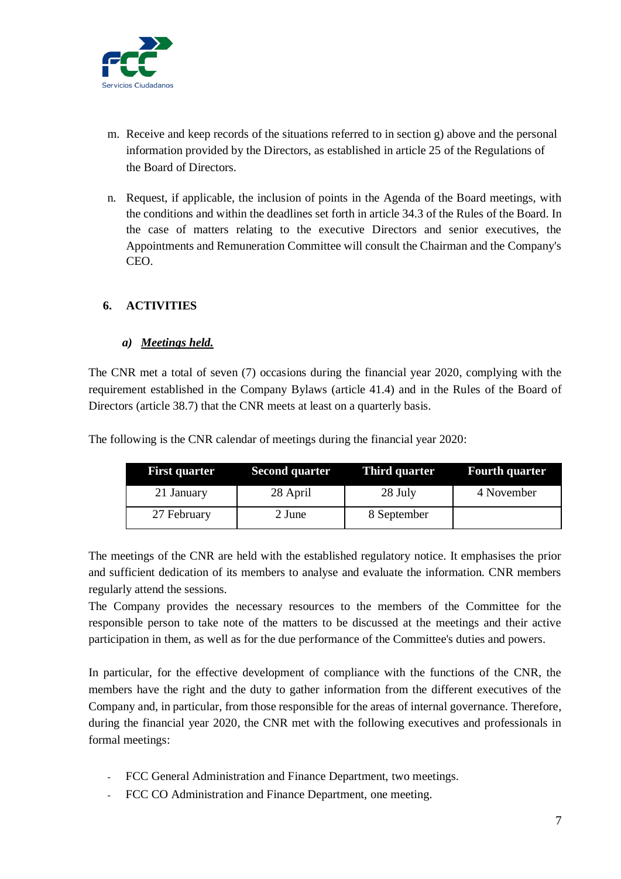m. Receive and keep records of the situations referred to in section g) above and the personal information provided by the Directors, as established in article 25 of the Regulations of the Board of Directors.

n. Request, if applicable, the inclusion of points in the Agenda of the Board meetings, with the conditions and within the deadlines set forth in article 34.3 of the Rules of the Board. In the case of matters relating to the executive Directors and senior executives, the Appointments and Remuneration Committee will consult the Chairman and the Company's CEO.

## 6. ACTIVITIES

### *a) **Meetings held.***

The CNR met a total of seven (7) occasions during the financial year 2020, complying with the requirement established in the Company Bylaws (article 41.4) and in the Rules of the Board of Directors (article 38.7) that the CNR meets at least on a quarterly basis.

The following is the CNR calendar of meetings during the financial year 2020:

| First quarter | Second quarter | Third quarter | Fourth quarter |
|---|---|---|---|
| 21 January | 28 April | 28 July | 4 November |
| 27 February | 2 June | 8 September | |

The meetings of the CNR are held with the established regulatory notice. It emphasises the prior and sufficient dedication of its members to analyse and evaluate the information. CNR members regularly attend the sessions.

The Company provides the necessary resources to the members of the Committee for the responsible person to take note of the matters to be discussed at the meetings and their active participation in them, as well as for the due performance of the Committee's duties and powers.

In particular, for the effective development of compliance with the functions of the CNR, the members have the right and the duty to gather information from the different executives of the Company and, in particular, from those responsible for the areas of internal governance. Therefore, during the financial year 2020, the CNR met with the following executives and professionals in formal meetings:

- FCC General Administration and Finance Department, two meetings.
- FCC CO Administration and Finance Department, one meeting.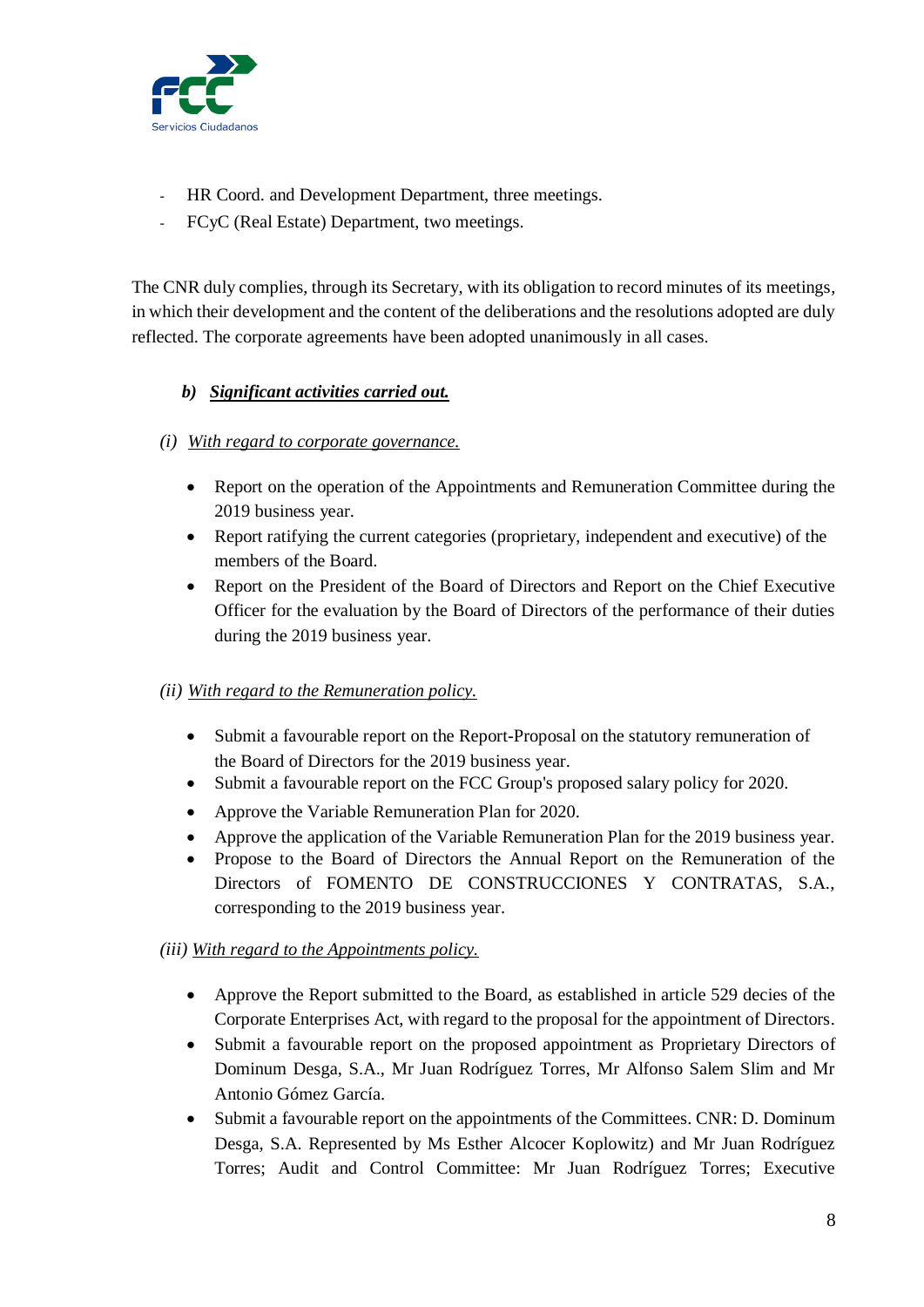- HR Coord. and Development Department, three meetings.
- FCyC (Real Estate) Department, two meetings.

The CNR duly complies, through its Secretary, with its obligation to record minutes of its meetings, in which their development and the content of the deliberations and the resolutions adopted are duly reflected. The corporate agreements have been adopted unanimously in all cases.

***b) Significant activities carried out.***

*(i) With regard to corporate governance.*

- Report on the operation of the Appointments and Remuneration Committee during the 2019 business year.
- Report ratifying the current categories (proprietary, independent and executive) of the members of the Board.
- Report on the President of the Board of Directors and Report on the Chief Executive Officer for the evaluation by the Board of Directors of the performance of their duties during the 2019 business year.

*(ii) With regard to the Remuneration policy.*

- Submit a favourable report on the Report-Proposal on the statutory remuneration of the Board of Directors for the 2019 business year.
- Submit a favourable report on the FCC Group's proposed salary policy for 2020.
- Approve the Variable Remuneration Plan for 2020.
- Approve the application of the Variable Remuneration Plan for the 2019 business year.
- Propose to the Board of Directors the Annual Report on the Remuneration of the Directors of FOMENTO DE CONSTRUCCIONES Y CONTRATAS, S.A., corresponding to the 2019 business year.

*(iii) With regard to the Appointments policy.*

- Approve the Report submitted to the Board, as established in article 529 decies of the Corporate Enterprises Act, with regard to the proposal for the appointment of Directors.
- Submit a favourable report on the proposed appointment as Proprietary Directors of Dominum Desga, S.A., Mr Juan Rodríguez Torres, Mr Alfonso Salem Slim and Mr Antonio Gómez García.
- Submit a favourable report on the appointments of the Committees. CNR: D. Dominum Desga, S.A. Represented by Ms Esther Alcocer Koplowitz) and Mr Juan Rodríguez Torres; Audit and Control Committee: Mr Juan Rodríguez Torres; Executive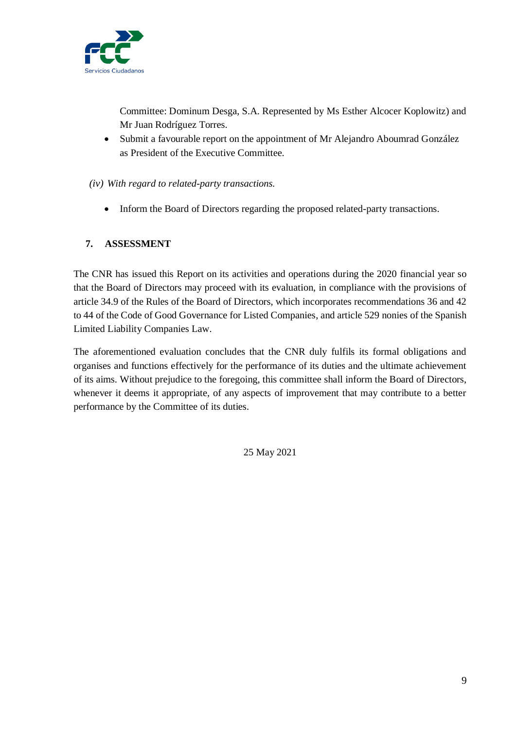Committee: Dominum Desga, S.A. Represented by Ms Esther Alcocer Koplowitz) and Mr Juan Rodríguez Torres.

- Submit a favourable report on the appointment of Mr Alejandro Aboumrad González as President of the Executive Committee.

*(iv) With regard to related-party transactions.*

- Inform the Board of Directors regarding the proposed related-party transactions.

## 7. ASSESSMENT

The CNR has issued this Report on its activities and operations during the 2020 financial year so that the Board of Directors may proceed with its evaluation, in compliance with the provisions of article 34.9 of the Rules of the Board of Directors, which incorporates recommendations 36 and 42 to 44 of the Code of Good Governance for Listed Companies, and article 529 nonies of the Spanish Limited Liability Companies Law.

The aforementioned evaluation concludes that the CNR duly fulfils its formal obligations and organises and functions effectively for the performance of its duties and the ultimate achievement of its aims. Without prejudice to the foregoing, this committee shall inform the Board of Directors, whenever it deems it appropriate, of any aspects of improvement that may contribute to a better performance by the Committee of its duties.

25 May 2021